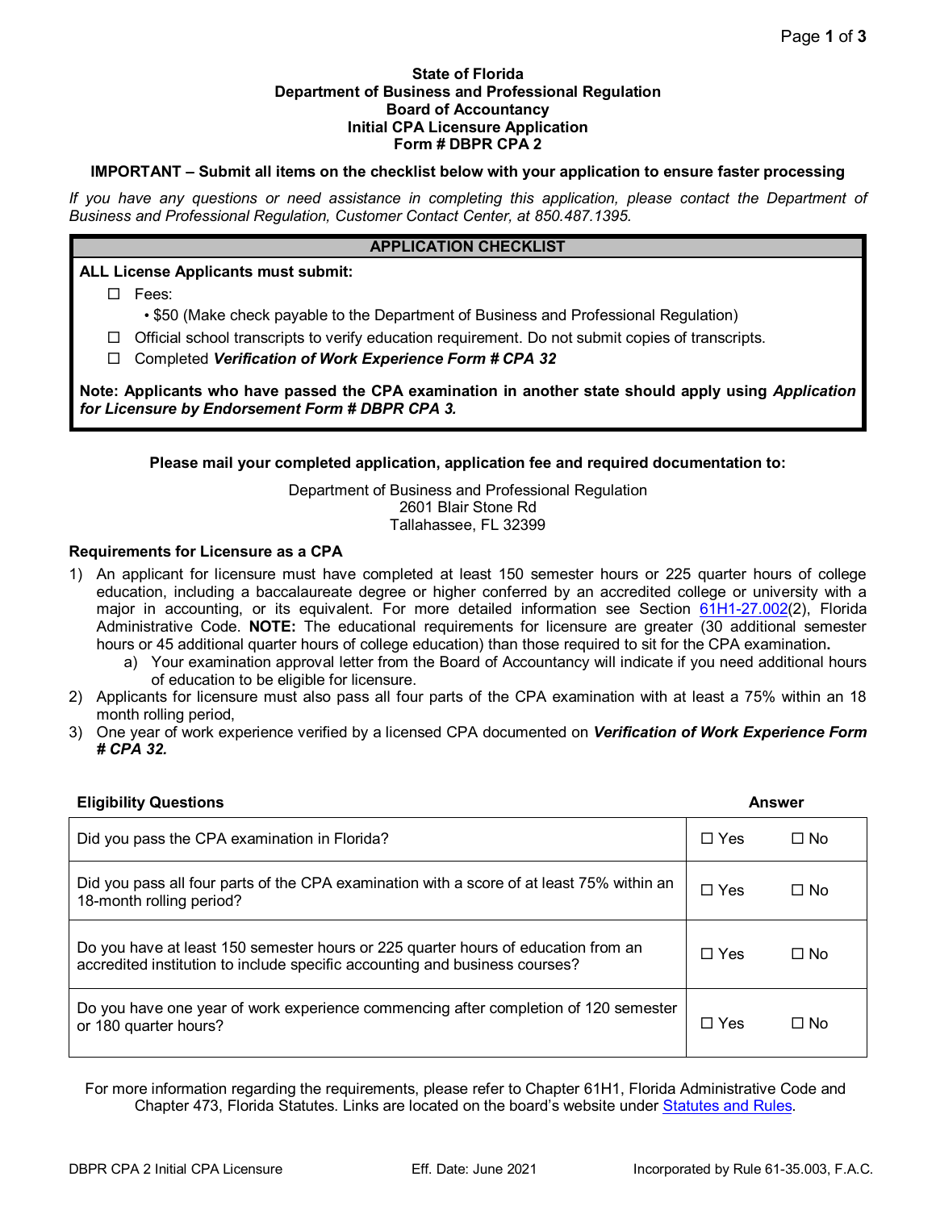# State of Florida
# Department of Business and Professional Regulation
# Board of Accountancy
# Initial CPA Licensure Application
# Form # DBPR CPA 2

**IMPORTANT – Submit all items on the checklist below with your application to ensure faster processing**

*If you have any questions or need assistance in completing this application, please contact the Department of Business and Professional Regulation, Customer Contact Center, at 850.487.1395.*

## APPLICATION CHECKLIST

**ALL License Applicants must submit:**

- ☐ Fees:
  - $50 (Make check payable to the Department of Business and Professional Regulation)
- ☐ Official school transcripts to verify education requirement. Do not submit copies of transcripts.
- ☐ Completed ***Verification of Work Experience Form # CPA 32***

**Note: Applicants who have passed the CPA examination in another state should apply using *Application for Licensure by Endorsement Form # DBPR CPA 3.***

**Please mail your completed application, application fee and required documentation to:**

Department of Business and Professional Regulation
2601 Blair Stone Rd
Tallahassee, FL 32399

### Requirements for Licensure as a CPA

1) An applicant for licensure must have completed at least 150 semester hours or 225 quarter hours of college education, including a baccalaureate degree or higher conferred by an accredited college or university with a major in accounting, or its equivalent. For more detailed information see Section 61H1-27.002(2), Florida Administrative Code. **NOTE:** The educational requirements for licensure are greater (30 additional semester hours or 45 additional quarter hours of college education) than those required to sit for the CPA examination**.**
   a) Your examination approval letter from the Board of Accountancy will indicate if you need additional hours of education to be eligible for licensure.
2) Applicants for licensure must also pass all four parts of the CPA examination with at least a 75% within an 18 month rolling period,
3) One year of work experience verified by a licensed CPA documented on ***Verification of Work Experience Form # CPA 32.***

| Eligibility Questions | Answer |
|---|---|
| Did you pass the CPA examination in Florida? | ☐ Yes ☐ No |
| Did you pass all four parts of the CPA examination with a score of at least 75% within an 18-month rolling period? | ☐ Yes ☐ No |
| Do you have at least 150 semester hours or 225 quarter hours of education from an accredited institution to include specific accounting and business courses? | ☐ Yes ☐ No |
| Do you have one year of work experience commencing after completion of 120 semester or 180 quarter hours? | ☐ Yes ☐ No |

For more information regarding the requirements, please refer to Chapter 61H1, Florida Administrative Code and Chapter 473, Florida Statutes. Links are located on the board's website under Statutes and Rules.

DBPR CPA 2 Initial CPA Licensure Eff. Date: June 2021 Incorporated by Rule 61-35.003, F.A.C.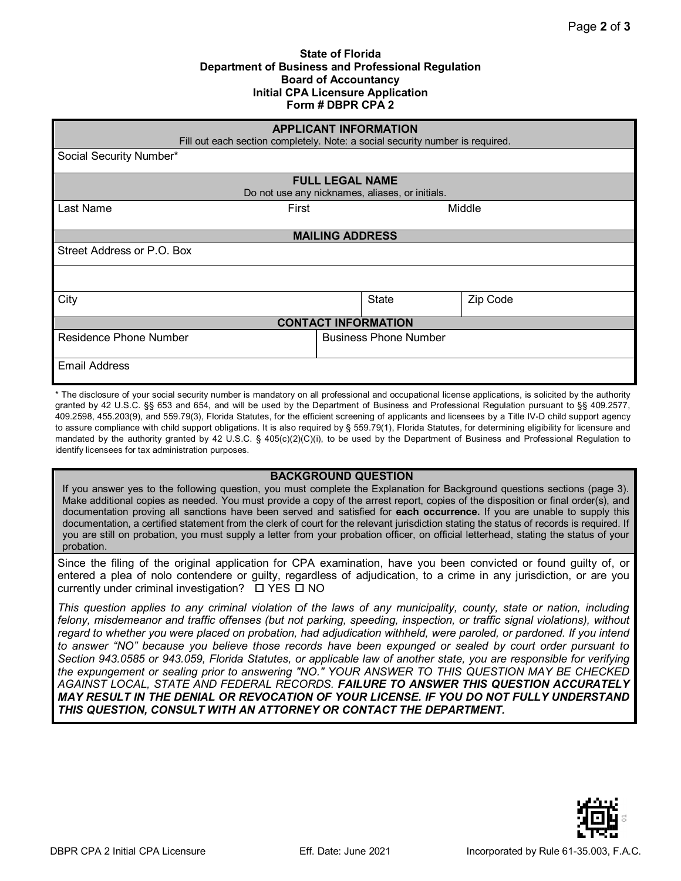**State of Florida**
**Department of Business and Professional Regulation**
**Board of Accountancy**
**Initial CPA Licensure Application**
**Form # DBPR CPA 2**

| **APPLICANT INFORMATION** | | |
|---|---|---|
| Fill out each section completely. Note: a social security number is required. | | |
| Social Security Number* | | |
| **FULL LEGAL NAME** Do not use any nicknames, aliases, or initials. | | |
| Last Name | First | Middle |
| **MAILING ADDRESS** | | |
| Street Address or P.O. Box | | |
| | | |
| City | State | Zip Code |
| **CONTACT INFORMATION** | | |
| Residence Phone Number | Business Phone Number | |
| Email Address | | |

* The disclosure of your social security number is mandatory on all professional and occupational license applications, is solicited by the authority granted by 42 U.S.C. §§ 653 and 654, and will be used by the Department of Business and Professional Regulation pursuant to §§ 409.2577, 409.2598, 455.203(9), and 559.79(3), Florida Statutes, for the efficient screening of applicants and licensees by a Title IV-D child support agency to assure compliance with child support obligations. It is also required by § 559.79(1), Florida Statutes, for determining eligibility for licensure and mandated by the authority granted by 42 U.S.C. § 405(c)(2)(C)(i), to be used by the Department of Business and Professional Regulation to identify licensees for tax administration purposes.

## BACKGROUND QUESTION

If you answer yes to the following question, you must complete the Explanation for Background questions sections (page 3). Make additional copies as needed. You must provide a copy of the arrest report, copies of the disposition or final order(s), and documentation proving all sanctions have been served and satisfied for **each occurrence.** If you are unable to supply this documentation, a certified statement from the clerk of court for the relevant jurisdiction stating the status of records is required. If you are still on probation, you must supply a letter from your probation officer, on official letterhead, stating the status of your probation.

Since the filing of the original application for CPA examination, have you been convicted or found guilty of, or entered a plea of nolo contendere or guilty, regardless of adjudication, to a crime in any jurisdiction, or are you currently under criminal investigation? ☐ YES ☐ NO

*This question applies to any criminal violation of the laws of any municipality, county, state or nation, including felony, misdemeanor and traffic offenses (but not parking, speeding, inspection, or traffic signal violations), without regard to whether you were placed on probation, had adjudication withheld, were paroled, or pardoned. If you intend to answer "NO" because you believe those records have been expunged or sealed by court order pursuant to Section 943.0585 or 943.059, Florida Statutes, or applicable law of another state, you are responsible for verifying the expungement or sealing prior to answering "NO." YOUR ANSWER TO THIS QUESTION MAY BE CHECKED AGAINST LOCAL, STATE AND FEDERAL RECORDS.* ***FAILURE TO ANSWER THIS QUESTION ACCURATELY MAY RESULT IN THE DENIAL OR REVOCATION OF YOUR LICENSE. IF YOU DO NOT FULLY UNDERSTAND THIS QUESTION, CONSULT WITH AN ATTORNEY OR CONTACT THE DEPARTMENT.***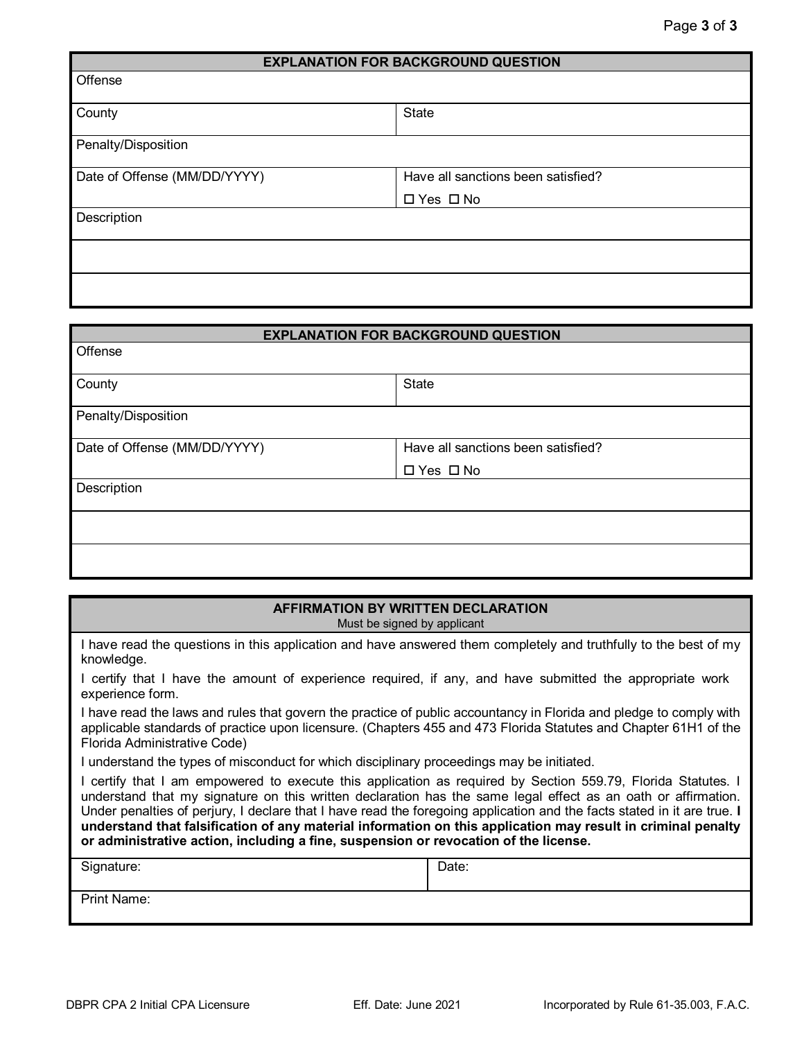## EXPLANATION FOR BACKGROUND QUESTION

| | |
|---|---|
| Offense | |
| County | State |
| Penalty/Disposition | |
| Date of Offense (MM/DD/YYYY) | Have all sanctions been satisfied? ☐ Yes ☐ No |
| Description | |
| | |
| | |

## EXPLANATION FOR BACKGROUND QUESTION

| | |
|---|---|
| Offense | |
| County | State |
| Penalty/Disposition | |
| Date of Offense (MM/DD/YYYY) | Have all sanctions been satisfied? ☐ Yes ☐ No |
| Description | |
| | |
| | |

## AFFIRMATION BY WRITTEN DECLARATION

Must be signed by applicant

I have read the questions in this application and have answered them completely and truthfully to the best of my knowledge.

I certify that I have the amount of experience required, if any, and have submitted the appropriate work experience form.

I have read the laws and rules that govern the practice of public accountancy in Florida and pledge to comply with applicable standards of practice upon licensure. (Chapters 455 and 473 Florida Statutes and Chapter 61H1 of the Florida Administrative Code)

I understand the types of misconduct for which disciplinary proceedings may be initiated.

I certify that I am empowered to execute this application as required by Section 559.79, Florida Statutes. I understand that my signature on this written declaration has the same legal effect as an oath or affirmation. Under penalties of perjury, I declare that I have read the foregoing application and the facts stated in it are true. **I understand that falsification of any material information on this application may result in criminal penalty or administrative action, including a fine, suspension or revocation of the license.**

| | |
|---|---|
| Signature: | Date: |
| Print Name: | |

DBPR CPA 2 Initial CPA Licensure Eff. Date: June 2021 Incorporated by Rule 61-35.003, F.A.C.